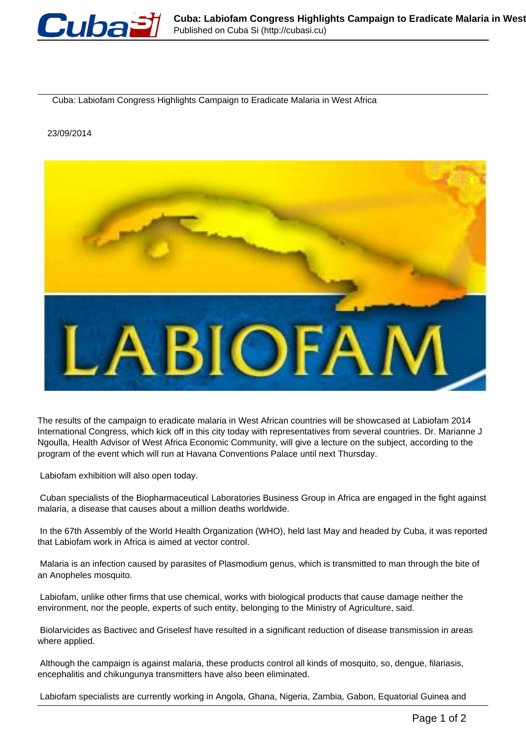Cuba: Labiofam Congress Highlights Campaign to Eradicate Malaria in West Africa

23/09/2014

The results of the campaign to eradicate malaria in West African countries will be showcased at Labiofam 2014 International Congress, which kick off in this city today with representatives from several countries. Dr. Marianne J Ngoulla, Health Advisor of West Africa Economic Community, will give a lecture on the subject, according to the program of the event which will run at Havana Conventions Palace until next Thursday.

Labiofam exhibition will also open today.

Cuban specialists of the Biopharmaceutical Laboratories Business Group in Africa are engaged in the fight against malaria, a disease that causes about a million deaths worldwide.

In the 67th Assembly of the World Health Organization (WHO), held last May and headed by Cuba, it was reported that Labiofam work in Africa is aimed at vector control.

Malaria is an infection caused by parasites of Plasmodium genus, which is transmitted to man through the bite of an Anopheles mosquito.

Labiofam, unlike other firms that use chemical, works with biological products that cause damage neither the environment, nor the people, experts of such entity, belonging to the Ministry of Agriculture, said.

Biolarvicides as Bactivec and Griselesf have resulted in a significant reduction of disease transmission in areas where applied.

Although the campaign is against malaria, these products control all kinds of mosquito, so, dengue, filariasis, encephalitis and chikungunya transmitters have also been eliminated.

Labiofam specialists are currently working in Angola, Ghana, Nigeria, Zambia, Gabon, Equatorial Guinea and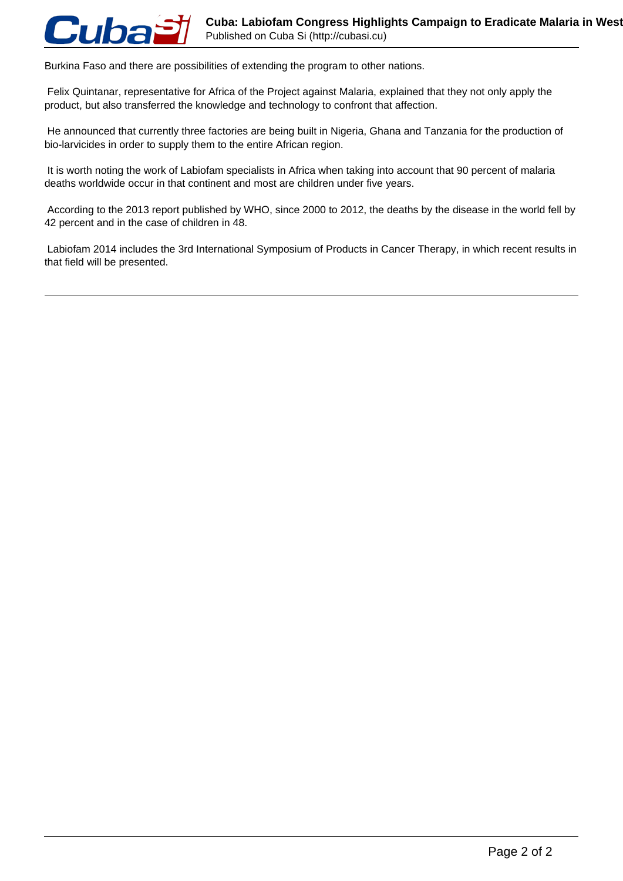Burkina Faso and there are possibilities of extending the program to other nations.

Felix Quintanar, representative for Africa of the Project against Malaria, explained that they not only apply the product, but also transferred the knowledge and technology to confront that affection.

He announced that currently three factories are being built in Nigeria, Ghana and Tanzania for the production of bio-larvicides in order to supply them to the entire African region.

It is worth noting the work of Labiofam specialists in Africa when taking into account that 90 percent of malaria deaths worldwide occur in that continent and most are children under five years.

According to the 2013 report published by WHO, since 2000 to 2012, the deaths by the disease in the world fell by 42 percent and in the case of children in 48.

Labiofam 2014 includes the 3rd International Symposium of Products in Cancer Therapy, in which recent results in that field will be presented.